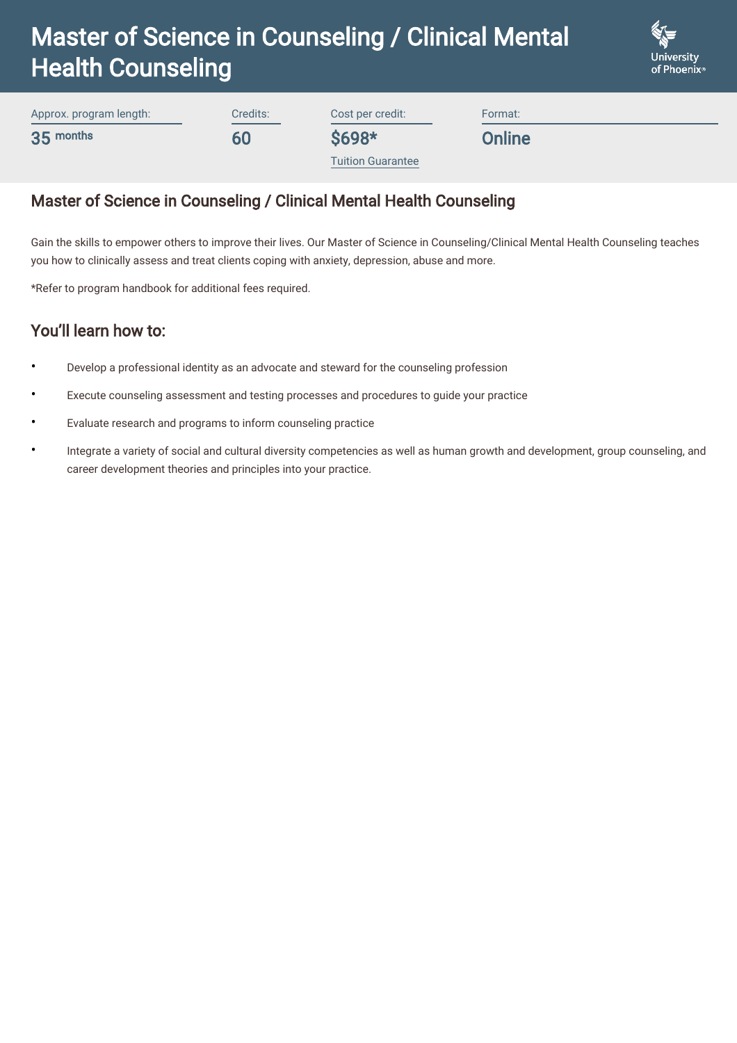# Master of Science in Counseling / Clinical Mental Health Counseling

| Approx. program length: | Credits: | Cost per credit: | Format: |
| --- | --- | --- | --- |
| 35 months | 60 | $698* | Online |
| | | Tuition Guarantee | |

## Master of Science in Counseling / Clinical Mental Health Counseling

Gain the skills to empower others to improve their lives. Our Master of Science in Counseling/Clinical Mental Health Counseling teaches you how to clinically assess and treat clients coping with anxiety, depression, abuse and more.

*Refer to program handbook for additional fees required.

## You'll learn how to:

- Develop a professional identity as an advocate and steward for the counseling profession
- Execute counseling assessment and testing processes and procedures to guide your practice
- Evaluate research and programs to inform counseling practice
- Integrate a variety of social and cultural diversity competencies as well as human growth and development, group counseling, and career development theories and principles into your practice.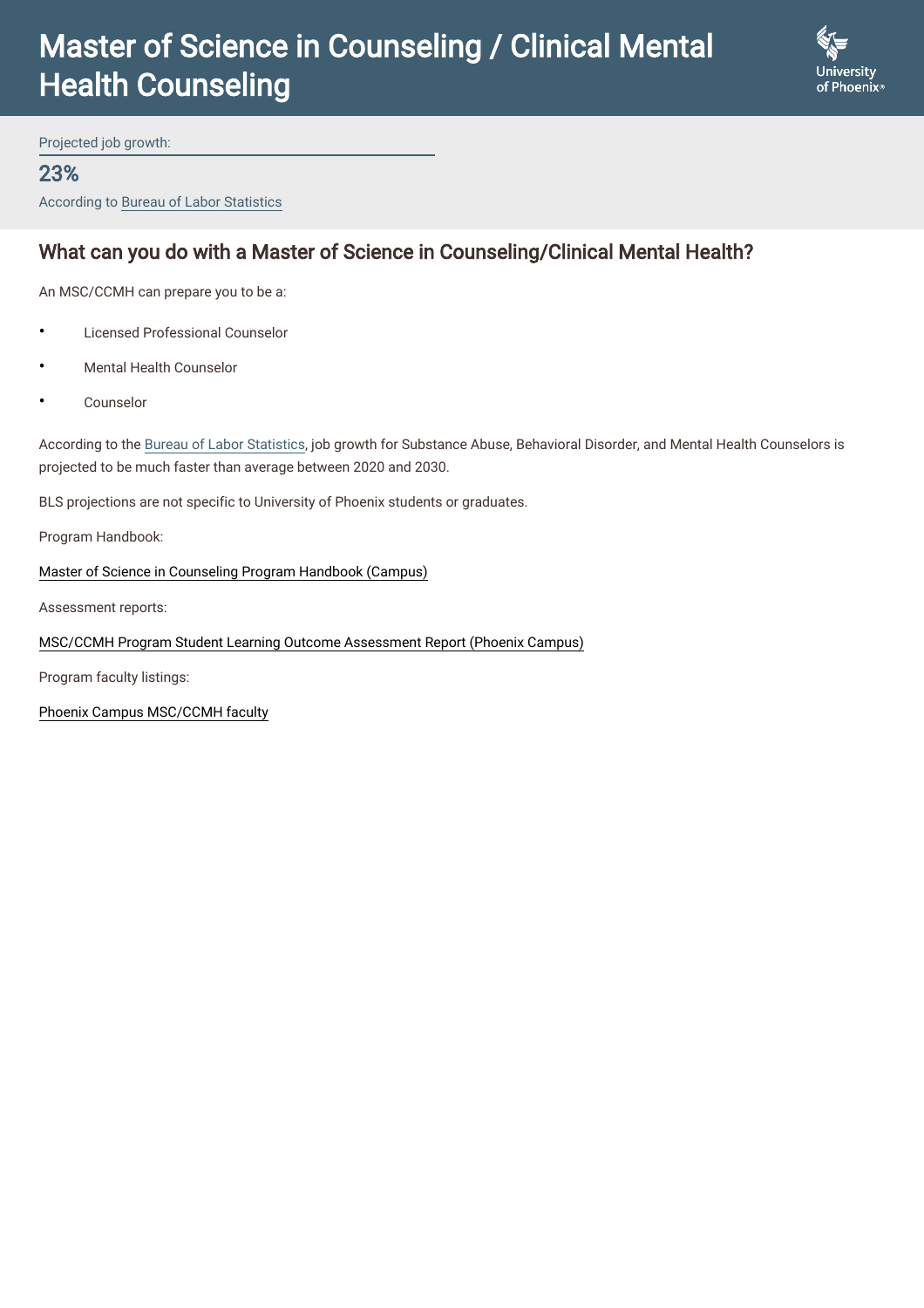# Master of Science in Counseling / Clinical Mental Health Counseling

Projected job growth:

**23%**

According to Bureau of Labor Statistics

## What can you do with a Master of Science in Counseling/Clinical Mental Health?

An MSC/CCMH can prepare you to be a:

- Licensed Professional Counselor
- Mental Health Counselor
- Counselor

According to the Bureau of Labor Statistics, job growth for Substance Abuse, Behavioral Disorder, and Mental Health Counselors is projected to be much faster than average between 2020 and 2030.

BLS projections are not specific to University of Phoenix students or graduates.

Program Handbook:

Master of Science in Counseling Program Handbook (Campus)

Assessment reports:

MSC/CCMH Program Student Learning Outcome Assessment Report (Phoenix Campus)

Program faculty listings:

Phoenix Campus MSC/CCMH faculty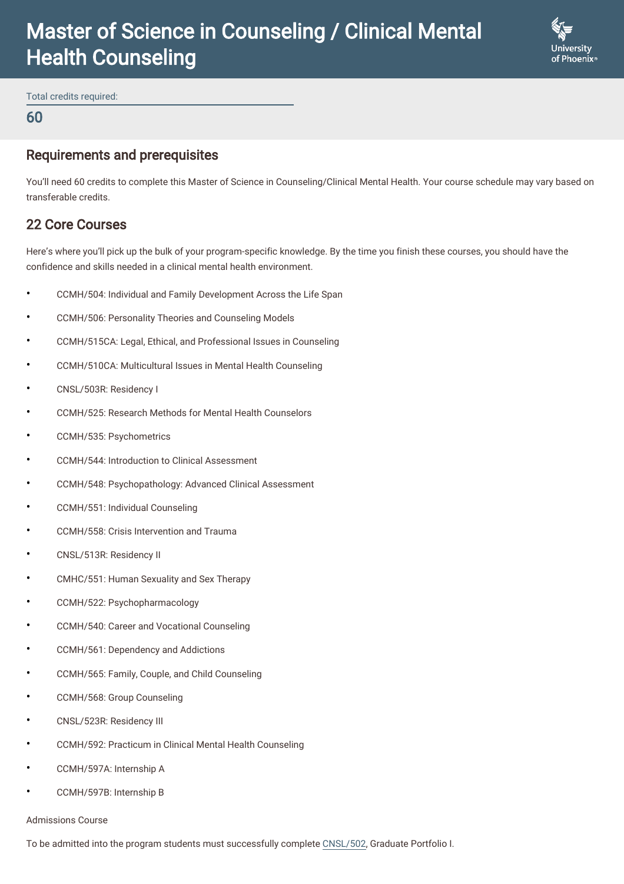# Master of Science in Counseling / Clinical Mental Health Counseling

Total credits required:

**60**

## Requirements and prerequisites

You'll need 60 credits to complete this Master of Science in Counseling/Clinical Mental Health. Your course schedule may vary based on transferable credits.

## 22 Core Courses

Here's where you'll pick up the bulk of your program-specific knowledge. By the time you finish these courses, you should have the confidence and skills needed in a clinical mental health environment.

- CCMH/504: Individual and Family Development Across the Life Span
- CCMH/506: Personality Theories and Counseling Models
- CCMH/515CA: Legal, Ethical, and Professional Issues in Counseling
- CCMH/510CA: Multicultural Issues in Mental Health Counseling
- CNSL/503R: Residency I
- CCMH/525: Research Methods for Mental Health Counselors
- CCMH/535: Psychometrics
- CCMH/544: Introduction to Clinical Assessment
- CCMH/548: Psychopathology: Advanced Clinical Assessment
- CCMH/551: Individual Counseling
- CCMH/558: Crisis Intervention and Trauma
- CNSL/513R: Residency II
- CMHC/551: Human Sexuality and Sex Therapy
- CCMH/522: Psychopharmacology
- CCMH/540: Career and Vocational Counseling
- CCMH/561: Dependency and Addictions
- CCMH/565: Family, Couple, and Child Counseling
- CCMH/568: Group Counseling
- CNSL/523R: Residency III
- CCMH/592: Practicum in Clinical Mental Health Counseling
- CCMH/597A: Internship A
- CCMH/597B: Internship B

Admissions Course

To be admitted into the program students must successfully complete CNSL/502, Graduate Portfolio I.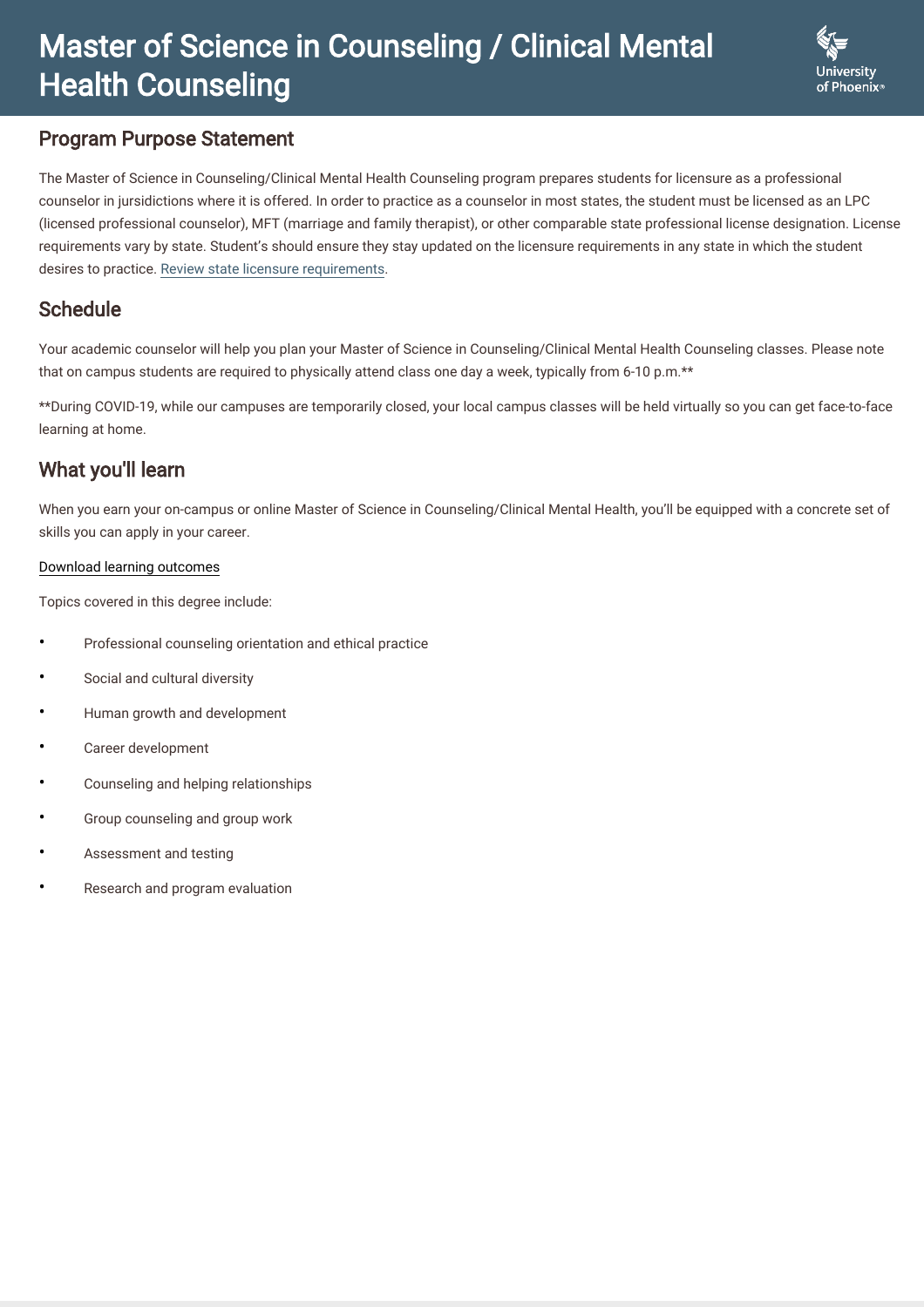# Master of Science in Counseling / Clinical Mental Health Counseling

## Program Purpose Statement

The Master of Science in Counseling/Clinical Mental Health Counseling program prepares students for licensure as a professional counselor in jursidictions where it is offered. In order to practice as a counselor in most states, the student must be licensed as an LPC (licensed professional counselor), MFT (marriage and family therapist), or other comparable state professional license designation. License requirements vary by state. Student's should ensure they stay updated on the licensure requirements in any state in which the student desires to practice. Review state licensure requirements.

## Schedule

Your academic counselor will help you plan your Master of Science in Counseling/Clinical Mental Health Counseling classes. Please note that on campus students are required to physically attend class one day a week, typically from 6-10 p.m.**

**During COVID-19, while our campuses are temporarily closed, your local campus classes will be held virtually so you can get face-to-face learning at home.

## What you'll learn

When you earn your on-campus or online Master of Science in Counseling/Clinical Mental Health, you'll be equipped with a concrete set of skills you can apply in your career.

Download learning outcomes

Topics covered in this degree include:

- Professional counseling orientation and ethical practice
- Social and cultural diversity
- Human growth and development
- Career development
- Counseling and helping relationships
- Group counseling and group work
- Assessment and testing
- Research and program evaluation